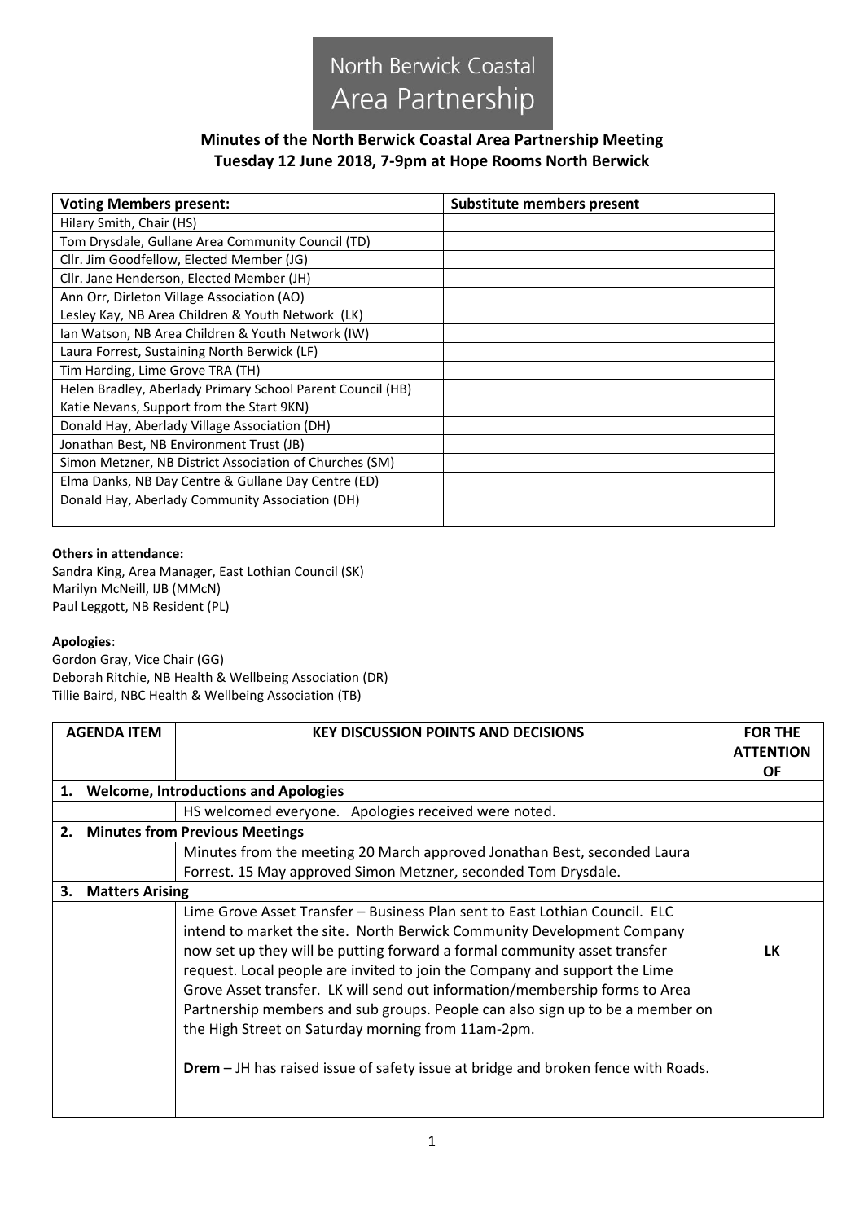North Berwick Coastal Area Partnership

# Minutes of the North Berwick Coastal Area Partnership Meeting
## Tuesday 12 June 2018, 7-9pm at Hope Rooms North Berwick

| Voting Members present: | Substitute members present |
|---|---|
| Hilary Smith, Chair (HS) | |
| Tom Drysdale, Gullane Area Community Council (TD) | |
| Cllr. Jim Goodfellow, Elected Member (JG) | |
| Cllr. Jane Henderson, Elected Member (JH) | |
| Ann Orr, Dirleton Village Association (AO) | |
| Lesley Kay, NB Area Children & Youth Network (LK) | |
| Ian Watson, NB Area Children & Youth Network (IW) | |
| Laura Forrest, Sustaining North Berwick (LF) | |
| Tim Harding, Lime Grove TRA (TH) | |
| Helen Bradley, Aberlady Primary School Parent Council (HB) | |
| Katie Nevans, Support from the Start 9KN) | |
| Donald Hay, Aberlady Village Association (DH) | |
| Jonathan Best, NB Environment Trust (JB) | |
| Simon Metzner, NB District Association of Churches (SM) | |
| Elma Danks, NB Day Centre & Gullane Day Centre (ED) | |
| Donald Hay, Aberlady Community Association (DH) | |

**Others in attendance:**
Sandra King, Area Manager, East Lothian Council (SK)
Marilyn McNeill, IJB (MMcN)
Paul Leggott, NB Resident (PL)

**Apologies**:
Gordon Gray, Vice Chair (GG)
Deborah Ritchie, NB Health & Wellbeing Association (DR)
Tillie Baird, NBC Health & Wellbeing Association (TB)

| AGENDA ITEM | KEY DISCUSSION POINTS AND DECISIONS | FOR THE ATTENTION OF |
|---|---|---|
| **1. Welcome, Introductions and Apologies** | | |
| | HS welcomed everyone. Apologies received were noted. | |
| **2. Minutes from Previous Meetings** | | |
| | Minutes from the meeting 20 March approved Jonathan Best, seconded Laura Forrest. 15 May approved Simon Metzner, seconded Tom Drysdale. | |
| **3. Matters Arising** | | |
| | Lime Grove Asset Transfer – Business Plan sent to East Lothian Council. ELC intend to market the site. North Berwick Community Development Company now set up they will be putting forward a formal community asset transfer request. Local people are invited to join the Company and support the Lime Grove Asset transfer. LK will send out information/membership forms to Area Partnership members and sub groups. People can also sign up to be a member on the High Street on Saturday morning from 11am-2pm.<br><br>**Drem** – JH has raised issue of safety issue at bridge and broken fence with Roads. | **LK** |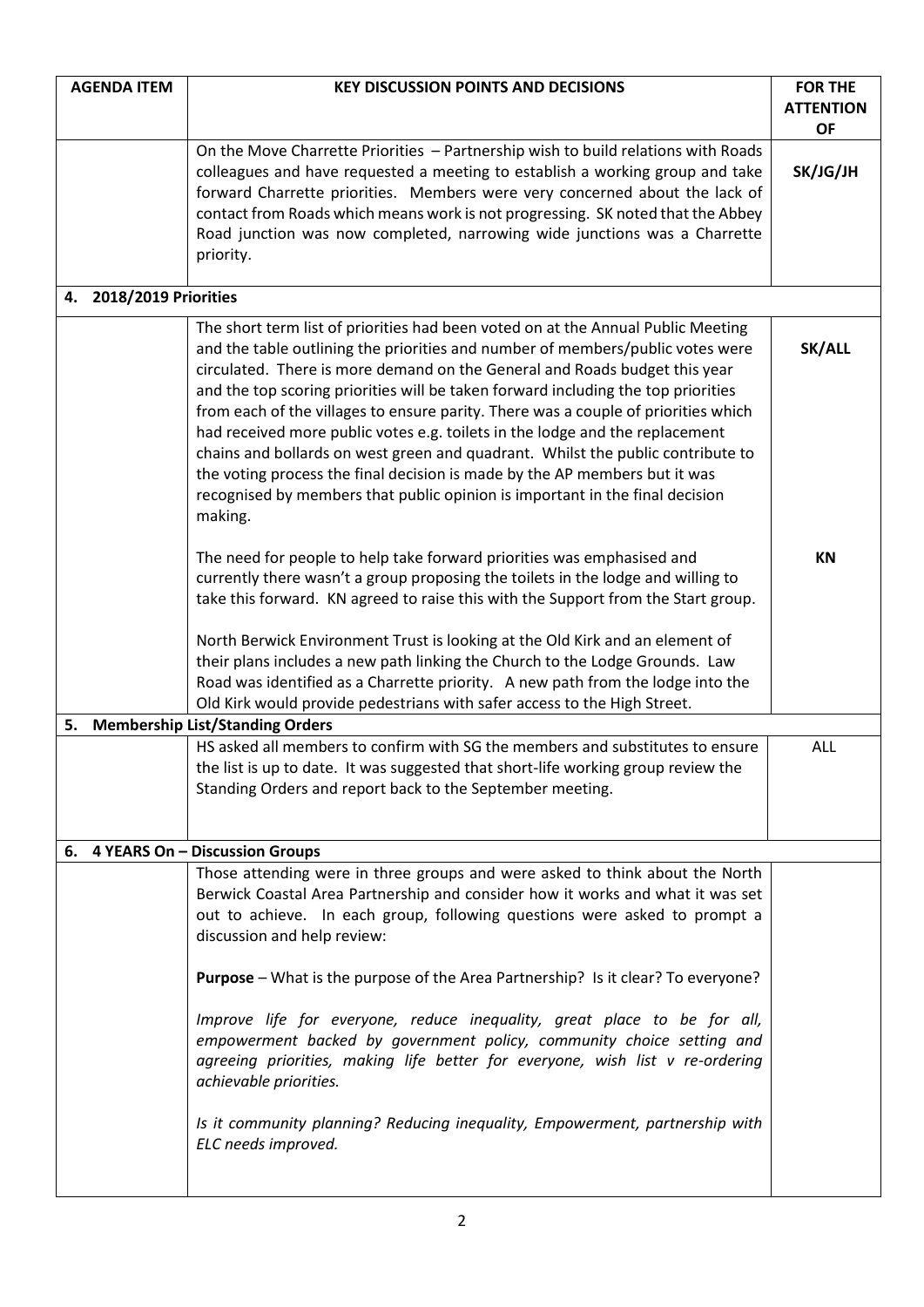| AGENDA ITEM | KEY DISCUSSION POINTS AND DECISIONS | FOR THE ATTENTION OF |
|---|---|---|
| | On the Move Charrette Priorities – Partnership wish to build relations with Roads colleagues and have requested a meeting to establish a working group and take forward Charrette priorities. Members were very concerned about the lack of contact from Roads which means work is not progressing. SK noted that the Abbey Road junction was now completed, narrowing wide junctions was a Charrette priority. | **SK/JG/JH** |
| **4. 2018/2019 Priorities** | | |
| | The short term list of priorities had been voted on at the Annual Public Meeting and the table outlining the priorities and number of members/public votes were circulated. There is more demand on the General and Roads budget this year and the top scoring priorities will be taken forward including the top priorities from each of the villages to ensure parity. There was a couple of priorities which had received more public votes e.g. toilets in the lodge and the replacement chains and bollards on west green and quadrant. Whilst the public contribute to the voting process the final decision is made by the AP members but it was recognised by members that public opinion is important in the final decision making. | **SK/ALL** |
| | The need for people to help take forward priorities was emphasised and currently there wasn't a group proposing the toilets in the lodge and willing to take this forward. KN agreed to raise this with the Support from the Start group. | **KN** |
| | North Berwick Environment Trust is looking at the Old Kirk and an element of their plans includes a new path linking the Church to the Lodge Grounds. Law Road was identified as a Charrette priority. A new path from the lodge into the Old Kirk would provide pedestrians with safer access to the High Street. | |
| **5. Membership List/Standing Orders** | | |
| | HS asked all members to confirm with SG the members and substitutes to ensure the list is up to date. It was suggested that short-life working group review the Standing Orders and report back to the September meeting. | ALL |
| **6. 4 YEARS On – Discussion Groups** | | |
| | Those attending were in three groups and were asked to think about the North Berwick Coastal Area Partnership and consider how it works and what it was set out to achieve. In each group, following questions were asked to prompt a discussion and help review:<br><br>**Purpose** – What is the purpose of the Area Partnership? Is it clear? To everyone?<br><br>*Improve life for everyone, reduce inequality, great place to be for all, empowerment backed by government policy, community choice setting and agreeing priorities, making life better for everyone, wish list v re-ordering achievable priorities.*<br><br>*Is it community planning? Reducing inequality, Empowerment, partnership with ELC needs improved.* | |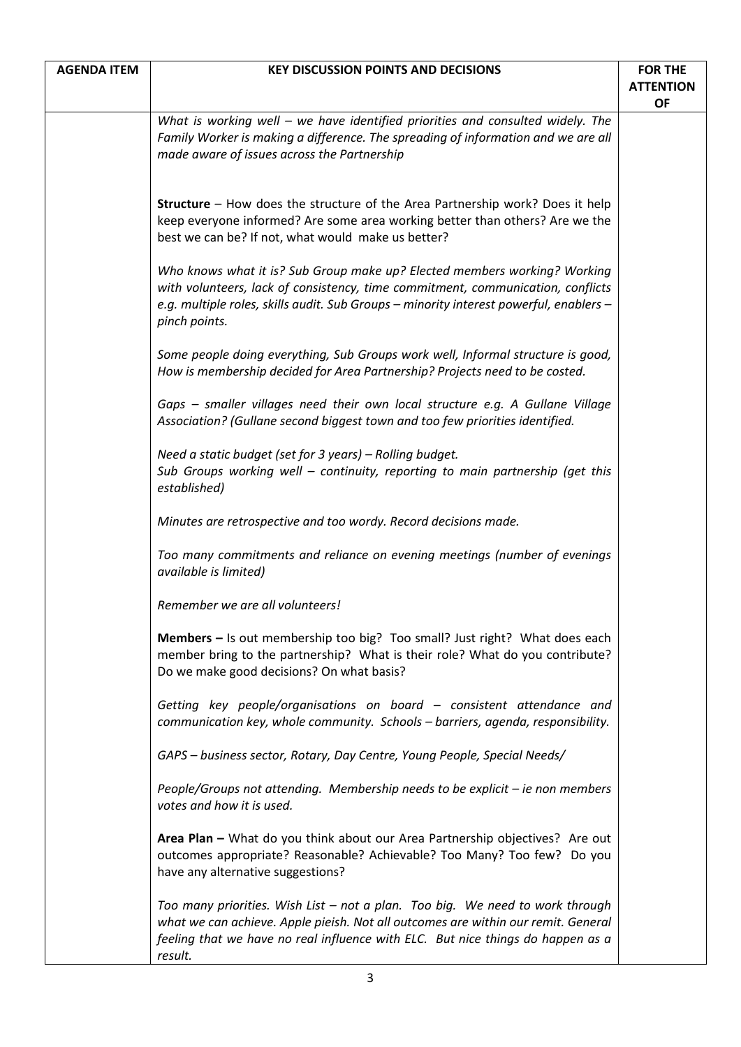| AGENDA ITEM | KEY DISCUSSION POINTS AND DECISIONS | FOR THE ATTENTION OF |
|---|---|---|
| | *What is working well – we have identified priorities and consulted widely. The Family Worker is making a difference. The spreading of information and we are all made aware of issues across the Partnership*<br><br>**Structure** – How does the structure of the Area Partnership work? Does it help keep everyone informed? Are some area working better than others? Are we the best we can be? If not, what would make us better?<br><br>*Who knows what it is? Sub Group make up? Elected members working? Working with volunteers, lack of consistency, time commitment, communication, conflicts e.g. multiple roles, skills audit. Sub Groups – minority interest powerful, enablers – pinch points.*<br><br>*Some people doing everything, Sub Groups work well, Informal structure is good, How is membership decided for Area Partnership? Projects need to be costed.*<br><br>*Gaps – smaller villages need their own local structure e.g. A Gullane Village Association? (Gullane second biggest town and too few priorities identified.*<br><br>*Need a static budget (set for 3 years) – Rolling budget.*<br>*Sub Groups working well – continuity, reporting to main partnership (get this established)*<br><br>*Minutes are retrospective and too wordy. Record decisions made.*<br><br>*Too many commitments and reliance on evening meetings (number of evenings available is limited)*<br><br>*Remember we are all volunteers!*<br><br>**Members –** Is out membership too big? Too small? Just right? What does each member bring to the partnership? What is their role? What do you contribute? Do we make good decisions? On what basis?<br><br>*Getting key people/organisations on board – consistent attendance and communication key, whole community. Schools – barriers, agenda, responsibility.*<br><br>*GAPS – business sector, Rotary, Day Centre, Young People, Special Needs/*<br><br>*People/Groups not attending. Membership needs to be explicit – ie non members votes and how it is used.*<br><br>**Area Plan –** What do you think about our Area Partnership objectives? Are out outcomes appropriate? Reasonable? Achievable? Too Many? Too few? Do you have any alternative suggestions?<br><br>*Too many priorities. Wish List – not a plan. Too big. We need to work through what we can achieve. Apple pieish. Not all outcomes are within our remit. General feeling that we have no real influence with ELC. But nice things do happen as a result.* | |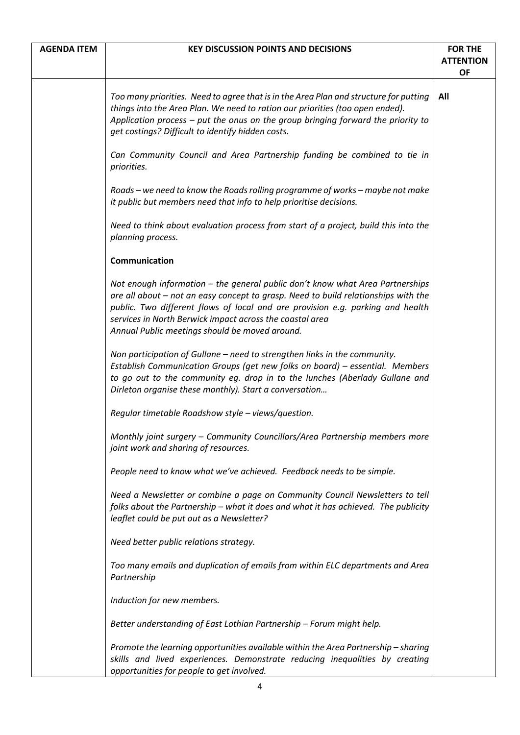| AGENDA ITEM | KEY DISCUSSION POINTS AND DECISIONS | FOR THE ATTENTION OF |
|---|---|---|
| | *Too many priorities. Need to agree that is in the Area Plan and structure for putting things into the Area Plan. We need to ration our priorities (too open ended). Application process – put the onus on the group bringing forward the priority to get costings? Difficult to identify hidden costs.*<br><br>*Can Community Council and Area Partnership funding be combined to tie in priorities.*<br><br>*Roads – we need to know the Roads rolling programme of works – maybe not make it public but members need that info to help prioritise decisions.*<br><br>*Need to think about evaluation process from start of a project, build this into the planning process.*<br><br>**Communication**<br><br>*Not enough information – the general public don't know what Area Partnerships are all about – not an easy concept to grasp. Need to build relationships with the public. Two different flows of local and are provision e.g. parking and health services in North Berwick impact across the coastal area*<br>*Annual Public meetings should be moved around.*<br><br>*Non participation of Gullane – need to strengthen links in the community.*<br>*Establish Communication Groups (get new folks on board) – essential. Members to go out to the community eg. drop in to the lunches (Aberlady Gullane and Dirleton organise these monthly). Start a conversation…*<br><br>*Regular timetable Roadshow style – views/question.*<br><br>*Monthly joint surgery – Community Councillors/Area Partnership members more joint work and sharing of resources.*<br><br>*People need to know what we've achieved. Feedback needs to be simple.*<br><br>*Need a Newsletter or combine a page on Community Council Newsletters to tell folks about the Partnership – what it does and what it has achieved. The publicity leaflet could be put out as a Newsletter?*<br><br>*Need better public relations strategy.*<br><br>*Too many emails and duplication of emails from within ELC departments and Area Partnership*<br><br>*Induction for new members.*<br><br>*Better understanding of East Lothian Partnership – Forum might help.*<br><br>*Promote the learning opportunities available within the Area Partnership – sharing skills and lived experiences. Demonstrate reducing inequalities by creating opportunities for people to get involved.* | **All** |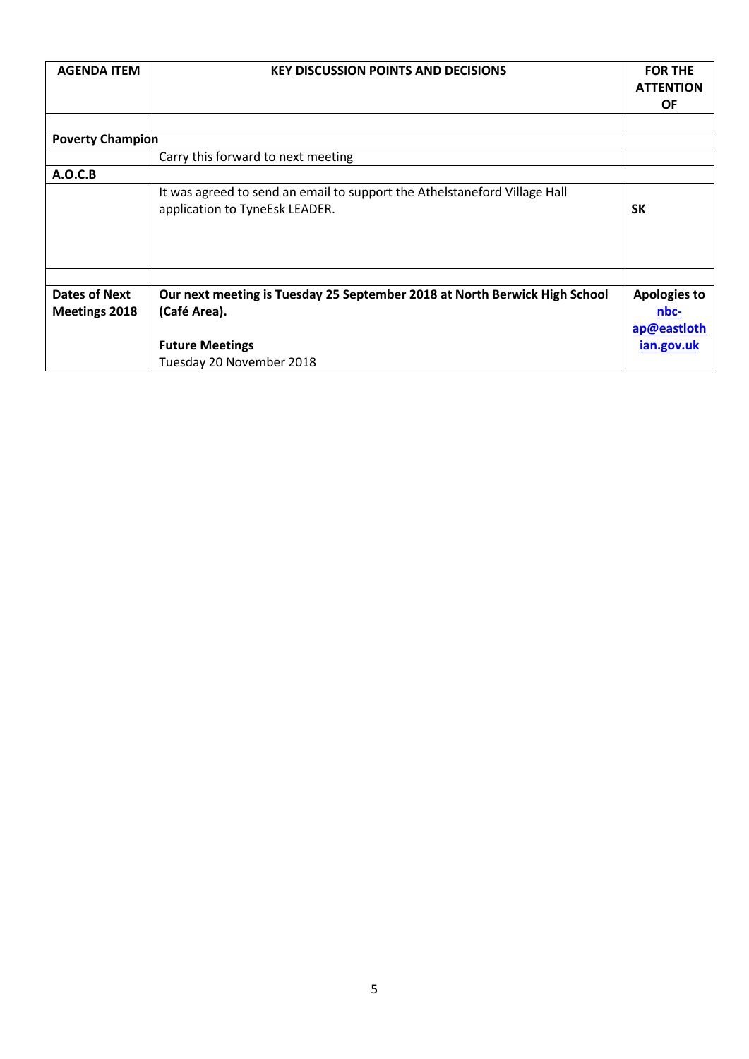| AGENDA ITEM | KEY DISCUSSION POINTS AND DECISIONS | FOR THE ATTENTION OF |
|---|---|---|
| | | |
| **Poverty Champion** | | |
| | Carry this forward to next meeting | |
| **A.O.C.B** | | |
| | It was agreed to send an email to support the Athelstaneford Village Hall application to TyneEsk LEADER. | **SK** |
| | | |
| **Dates of Next Meetings 2018** | **Our next meeting is Tuesday 25 September 2018 at North Berwick High School (Café Area).**<br><br>**Future Meetings**<br>Tuesday 20 November 2018 | **Apologies to nbc-ap@eastlothian.gov.uk** |